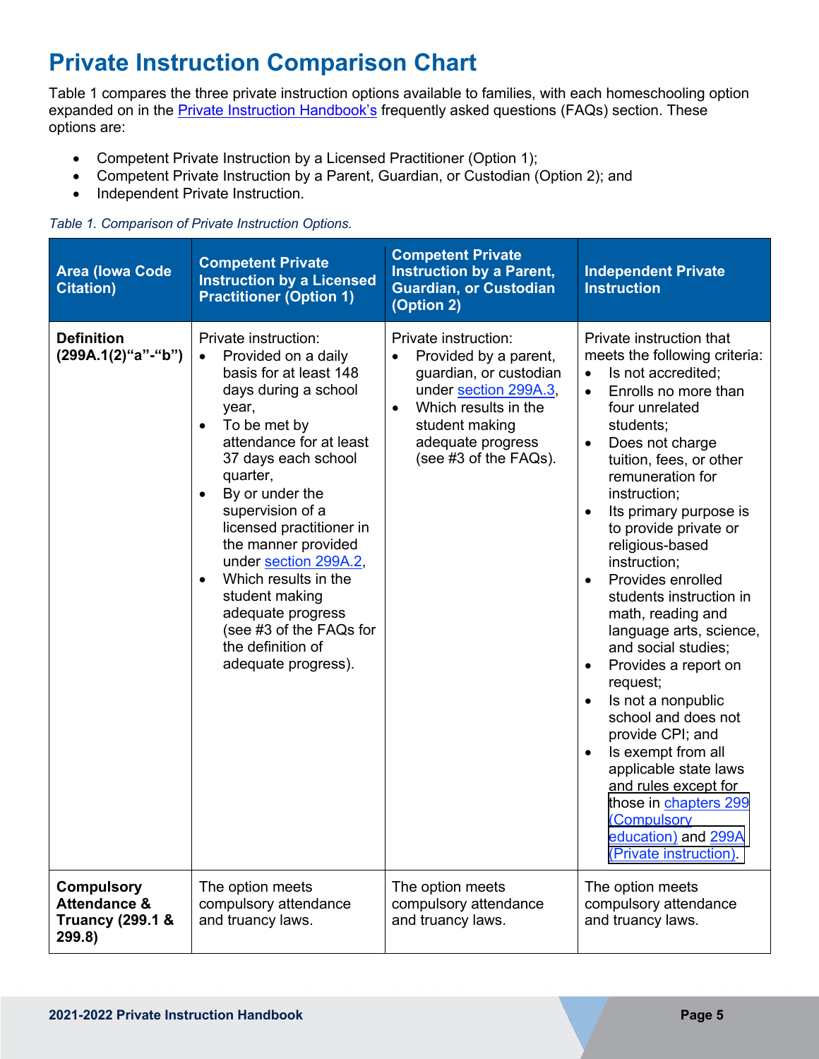# Private Instruction Comparison Chart

Table 1 compares the three private instruction options available to families, with each homeschooling option expanded on in the Private Instruction Handbook's frequently asked questions (FAQs) section. These options are:

- Competent Private Instruction by a Licensed Practitioner (Option 1);
- Competent Private Instruction by a Parent, Guardian, or Custodian (Option 2); and
- Independent Private Instruction.

*Table 1. Comparison of Private Instruction Options.*

| Area (Iowa Code Citation) | Competent Private Instruction by a Licensed Practitioner (Option 1) | Competent Private Instruction by a Parent, Guardian, or Custodian (Option 2) | Independent Private Instruction |
|---|---|---|---|
| **Definition (299A.1(2)"a"-"b")** | Private instruction: <br>• Provided on a daily basis for at least 148 days during a school year, <br>• To be met by attendance for at least 37 days each school quarter, <br>• By or under the supervision of a licensed practitioner in the manner provided under section 299A.2, <br>• Which results in the student making adequate progress (see #3 of the FAQs for the definition of adequate progress). | Private instruction: <br>• Provided by a parent, guardian, or custodian under section 299A.3, <br>• Which results in the student making adequate progress (see #3 of the FAQs). | Private instruction that meets the following criteria: <br>• Is not accredited; <br>• Enrolls no more than four unrelated students; <br>• Does not charge tuition, fees, or other remuneration for instruction; <br>• Its primary purpose is to provide private or religious-based instruction; <br>• Provides enrolled students instruction in math, reading and language arts, science, and social studies; <br>• Provides a report on request; <br>• Is not a nonpublic school and does not provide CPI; and <br>• Is exempt from all applicable state laws and rules except for those in chapters 299 (Compulsory education) and 299A (Private instruction). |
| **Compulsory Attendance & Truancy (299.1 & 299.8)** | The option meets compulsory attendance and truancy laws. | The option meets compulsory attendance and truancy laws. | The option meets compulsory attendance and truancy laws. |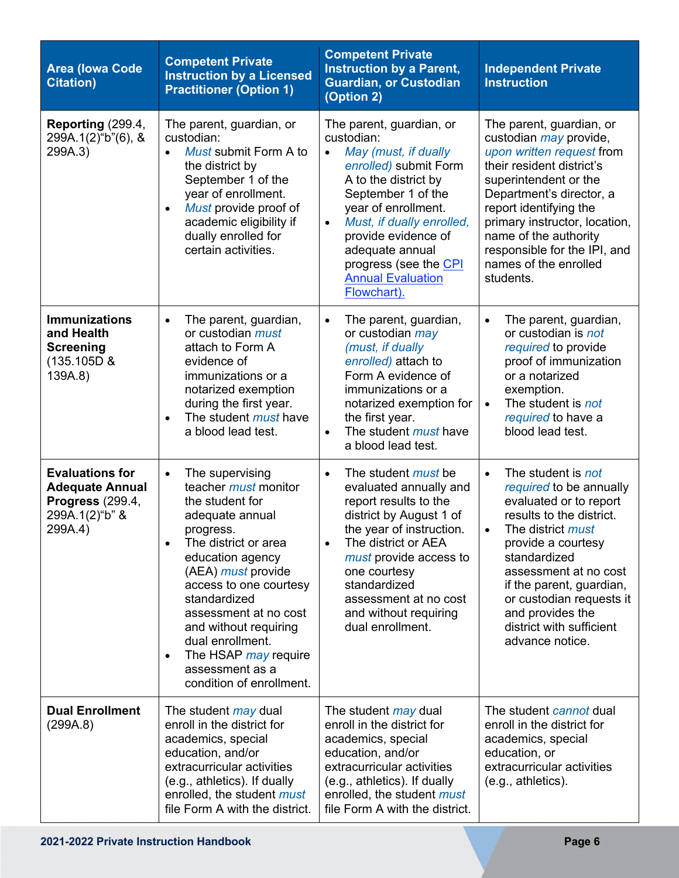| Area (Iowa Code Citation) | Competent Private Instruction by a Licensed Practitioner (Option 1) | Competent Private Instruction by a Parent, Guardian, or Custodian (Option 2) | Independent Private Instruction |
|---|---|---|---|
| **Reporting** (299.4, 299A.1(2)"b"(6), & 299A.3) | The parent, guardian, or custodian:<br>• *Must* submit Form A to the district by September 1 of the year of enrollment.<br>• *Must* provide proof of academic eligibility if dually enrolled for certain activities. | The parent, guardian, or custodian:<br>• *May (must, if dually enrolled)* submit Form A to the district by September 1 of the year of enrollment.<br>• *Must, if dually enrolled,* provide evidence of adequate annual progress (see the CPI Annual Evaluation Flowchart). | The parent, guardian, or custodian *may* provide, *upon written request* from their resident district's superintendent or the Department's director, a report identifying the primary instructor, location, name of the authority responsible for the IPI, and names of the enrolled students. |
| **Immunizations and Health Screening** (135.105D & 139A.8) | • The parent, guardian, or custodian *must* attach to Form A evidence of immunizations or a notarized exemption during the first year.<br>• The student *must* have a blood lead test. | • The parent, guardian, or custodian *may (must, if dually enrolled)* attach to Form A evidence of immunizations or a notarized exemption for the first year.<br>• The student *must* have a blood lead test. | • The parent, guardian, or custodian is *not required* to provide proof of immunization or a notarized exemption.<br>• The student is *not required* to have a blood lead test. |
| **Evaluations for Adequate Annual Progress** (299.4, 299A.1(2)"b" & 299A.4) | • The supervising teacher *must* monitor the student for adequate annual progress.<br>• The district or area education agency (AEA) *must* provide access to one courtesy standardized assessment at no cost and without requiring dual enrollment.<br>• The HSAP *may* require assessment as a condition of enrollment. | • The student *must* be evaluated annually and report results to the district by August 1 of the year of instruction.<br>• The district or AEA *must* provide access to one courtesy standardized assessment at no cost and without requiring dual enrollment. | • The student is *not required* to be annually evaluated or to report results to the district.<br>• The district *must* provide a courtesy standardized assessment at no cost if the parent, guardian, or custodian requests it and provides the district with sufficient advance notice. |
| **Dual Enrollment** (299A.8) | The student *may* dual enroll in the district for academics, special education, and/or extracurricular activities (e.g., athletics). If dually enrolled, the student *must* file Form A with the district. | The student *may* dual enroll in the district for academics, special education, and/or extracurricular activities (e.g., athletics). If dually enrolled, the student *must* file Form A with the district. | The student *cannot* dual enroll in the district for academics, special education, or extracurricular activities (e.g., athletics). |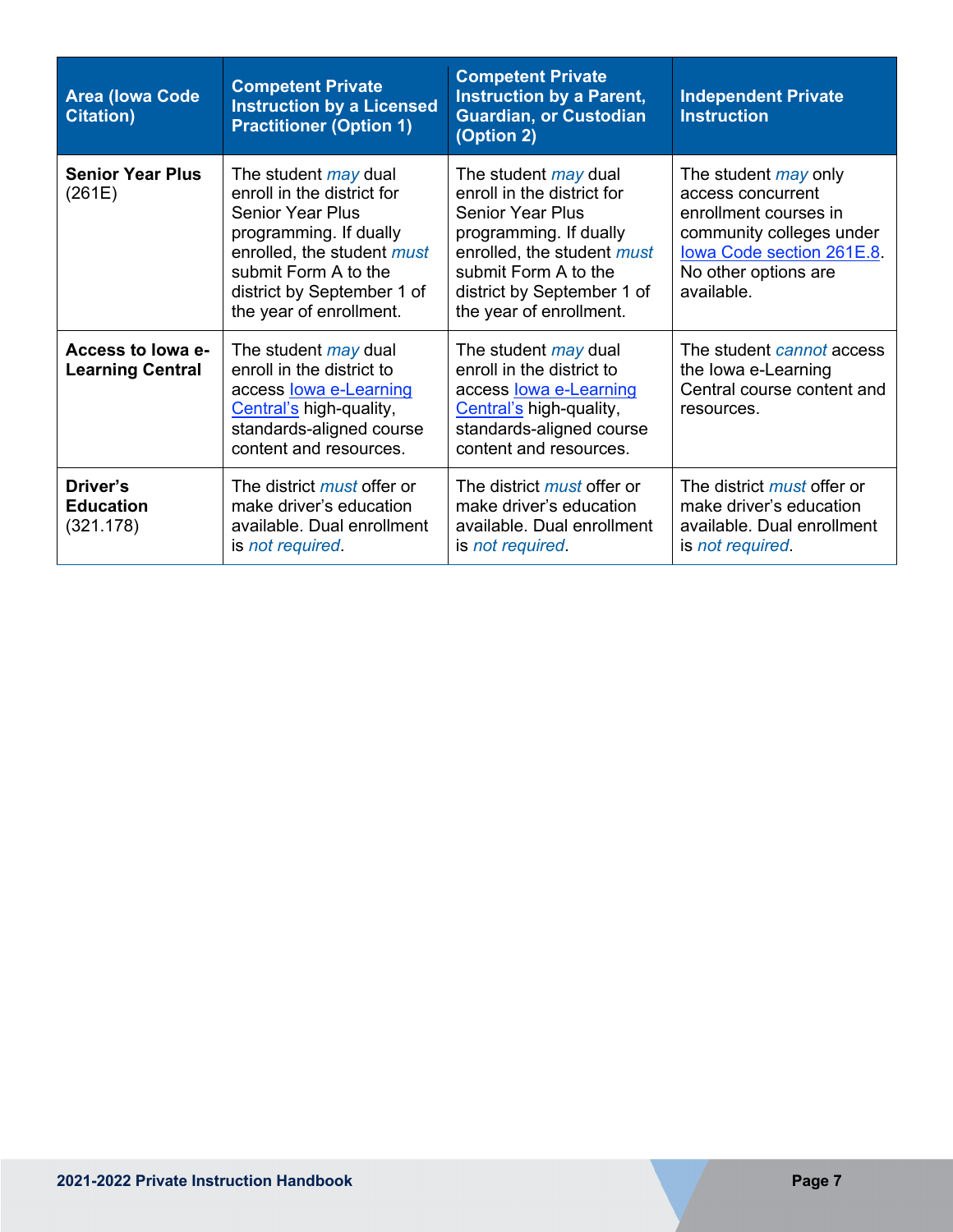| Area (Iowa Code Citation) | Competent Private Instruction by a Licensed Practitioner (Option 1) | Competent Private Instruction by a Parent, Guardian, or Custodian (Option 2) | Independent Private Instruction |
|---|---|---|---|
| **Senior Year Plus** (261E) | The student *may* dual enroll in the district for Senior Year Plus programming. If dually enrolled, the student *must* submit Form A to the district by September 1 of the year of enrollment. | The student *may* dual enroll in the district for Senior Year Plus programming. If dually enrolled, the student *must* submit Form A to the district by September 1 of the year of enrollment. | The student *may* only access concurrent enrollment courses in community colleges under Iowa Code section 261E.8. No other options are available. |
| **Access to Iowa e-Learning Central** | The student *may* dual enroll in the district to access Iowa e-Learning Central's high-quality, standards-aligned course content and resources. | The student *may* dual enroll in the district to access Iowa e-Learning Central's high-quality, standards-aligned course content and resources. | The student *cannot* access the Iowa e-Learning Central course content and resources. |
| **Driver's Education** (321.178) | The district *must* offer or make driver's education available. Dual enrollment is *not required*. | The district *must* offer or make driver's education available. Dual enrollment is *not required*. | The district *must* offer or make driver's education available. Dual enrollment is *not required*. |